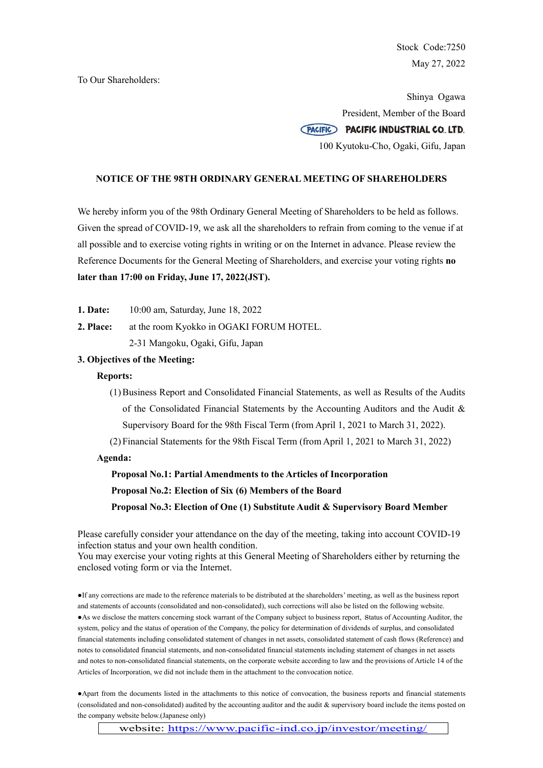Stock Code:7250
May 27, 2022

To Our Shareholders:

Shinya Ogawa
President, Member of the Board
PACIFIC INDUSTRIAL CO., LTD.
100 Kyutoku-Cho, Ogaki, Gifu, Japan

# NOTICE OF THE 98TH ORDINARY GENERAL MEETING OF SHAREHOLDERS

We hereby inform you of the 98th Ordinary General Meeting of Shareholders to be held as follows. Given the spread of COVID-19, we ask all the shareholders to refrain from coming to the venue if at all possible and to exercise voting rights in writing or on the Internet in advance. Please review the Reference Documents for the General Meeting of Shareholders, and exercise your voting rights **no later than 17:00 on Friday, June 17, 2022(JST).**

**1. Date:** 10:00 am, Saturday, June 18, 2022

**2. Place:** at the room Kyokko in OGAKI FORUM HOTEL.
2-31 Mangoku, Ogaki, Gifu, Japan

**3. Objectives of the Meeting:**

**Reports:**

(1) Business Report and Consolidated Financial Statements, as well as Results of the Audits of the Consolidated Financial Statements by the Accounting Auditors and the Audit & Supervisory Board for the 98th Fiscal Term (from April 1, 2021 to March 31, 2022).

(2) Financial Statements for the 98th Fiscal Term (from April 1, 2021 to March 31, 2022)

**Agenda:**

**Proposal No.1: Partial Amendments to the Articles of Incorporation**

**Proposal No.2: Election of Six (6) Members of the Board**

**Proposal No.3: Election of One (1) Substitute Audit & Supervisory Board Member**

Please carefully consider your attendance on the day of the meeting, taking into account COVID-19 infection status and your own health condition.
You may exercise your voting rights at this General Meeting of Shareholders either by returning the enclosed voting form or via the Internet.

●If any corrections are made to the reference materials to be distributed at the shareholders' meeting, as well as the business report and statements of accounts (consolidated and non-consolidated), such corrections will also be listed on the following website.
●As we disclose the matters concerning stock warrant of the Company subject to business report, Status of Accounting Auditor, the system, policy and the status of operation of the Company, the policy for determination of dividends of surplus, and consolidated financial statements including consolidated statement of changes in net assets, consolidated statement of cash flows (Reference) and notes to consolidated financial statements, and non-consolidated financial statements including statement of changes in net assets and notes to non-consolidated financial statements, on the corporate website according to law and the provisions of Article 14 of the Articles of Incorporation, we did not include them in the attachment to the convocation notice.

●Apart from the documents listed in the attachments to this notice of convocation, the business reports and financial statements (consolidated and non-consolidated) audited by the accounting auditor and the audit & supervisory board include the items posted on the company website below.(Japanese only)

website: https://www.pacific-ind.co.jp/investor/meeting/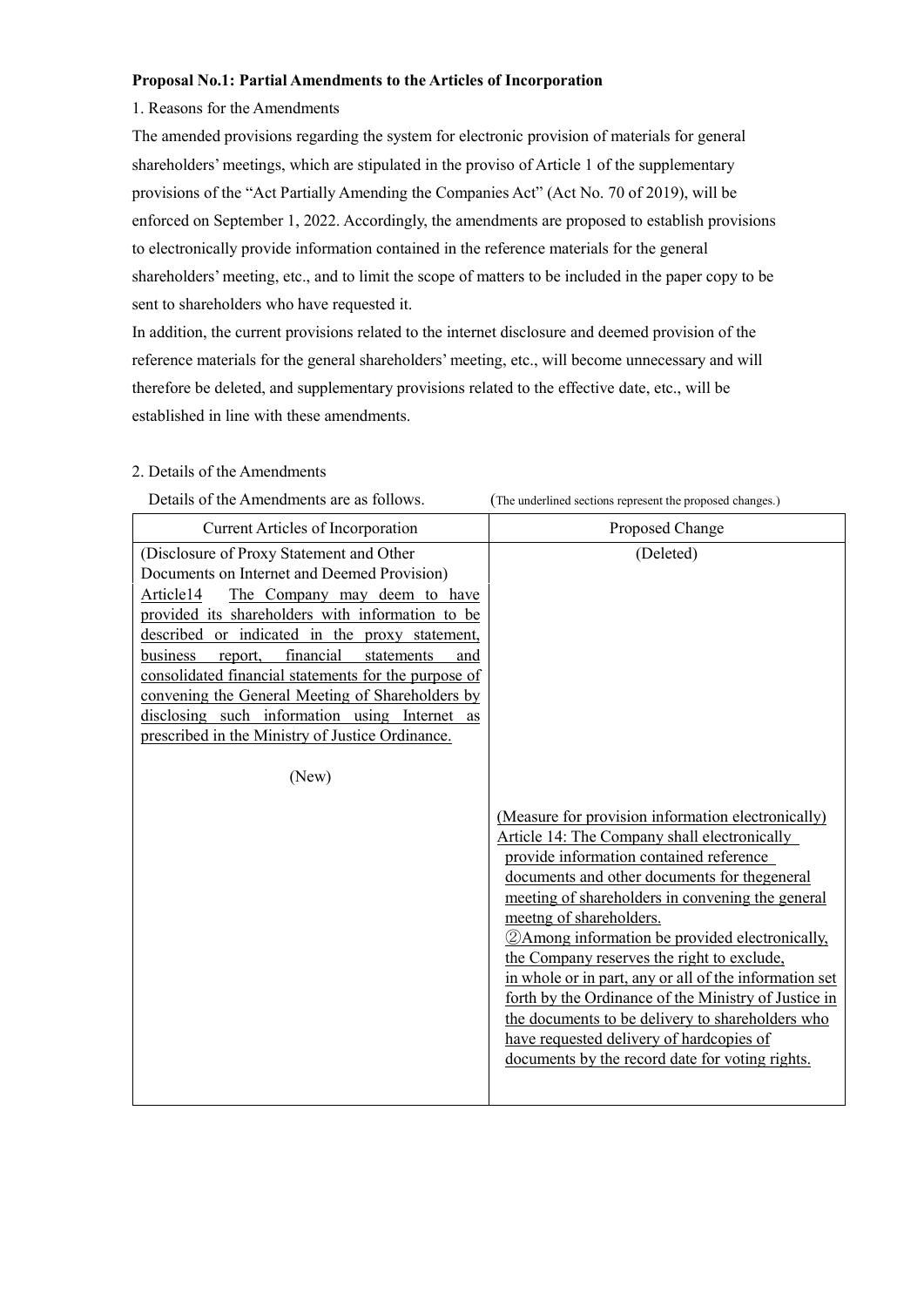**Proposal No.1: Partial Amendments to the Articles of Incorporation**

1. Reasons for the Amendments

The amended provisions regarding the system for electronic provision of materials for general shareholders' meetings, which are stipulated in the proviso of Article 1 of the supplementary provisions of the "Act Partially Amending the Companies Act" (Act No. 70 of 2019), will be enforced on September 1, 2022. Accordingly, the amendments are proposed to establish provisions to electronically provide information contained in the reference materials for the general shareholders' meeting, etc., and to limit the scope of matters to be included in the paper copy to be sent to shareholders who have requested it.

In addition, the current provisions related to the internet disclosure and deemed provision of the reference materials for the general shareholders' meeting, etc., will become unnecessary and will therefore be deleted, and supplementary provisions related to the effective date, etc., will be established in line with these amendments.

2. Details of the Amendments

Details of the Amendments are as follows. (The underlined sections represent the proposed changes.)

| Current Articles of Incorporation | Proposed Change |
|---|---|
| (Disclosure of Proxy Statement and Other Documents on Internet and Deemed Provision)<br>Article14 <u>The Company may deem to have provided its shareholders with information to be described or indicated in the proxy statement, business report, financial statements and consolidated financial statements for the purpose of convening the General Meeting of Shareholders by disclosing such information using Internet as prescribed in the Ministry of Justice Ordinance.</u> | (Deleted) |
| (New) | <u>(Measure for provision information electronically)</u><br><u>Article 14: The Company shall electronically provide information contained reference documents and other documents for thegeneral meeting of shareholders in convening the general meetng of shareholders.</u><br><u>②Among information be provided electronically, the Company reserves the right to exclude, in whole or in part, any or all of the information set forth by the Ordinance of the Ministry of Justice in the documents to be delivery to shareholders who have requested delivery of hardcopies of documents by the record date for voting rights.</u> |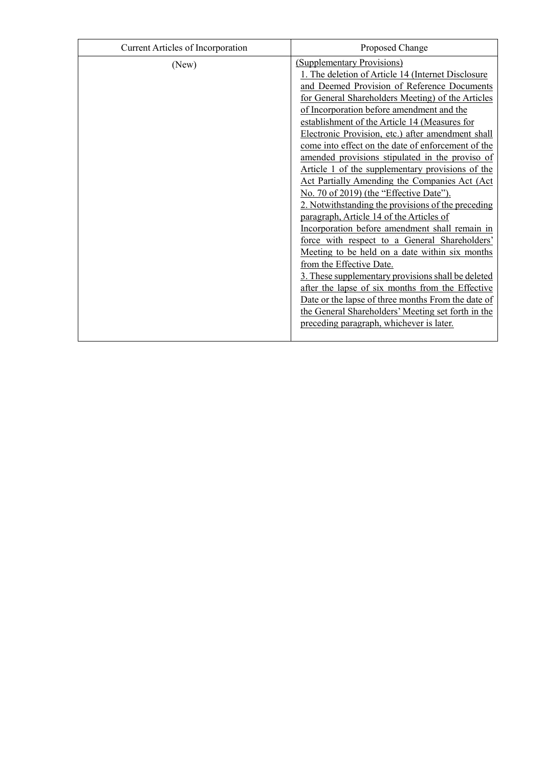| Current Articles of Incorporation | Proposed Change |
| --- | --- |
| (New) | (Supplementary Provisions)<br>1. The deletion of Article 14 (Internet Disclosure and Deemed Provision of Reference Documents for General Shareholders Meeting) of the Articles of Incorporation before amendment and the establishment of the Article 14 (Measures for Electronic Provision, etc.) after amendment shall come into effect on the date of enforcement of the amended provisions stipulated in the proviso of Article 1 of the supplementary provisions of the Act Partially Amending the Companies Act (Act No. 70 of 2019) (the "Effective Date").<br>2. Notwithstanding the provisions of the preceding paragraph, Article 14 of the Articles of Incorporation before amendment shall remain in force with respect to a General Shareholders' Meeting to be held on a date within six months from the Effective Date.<br>3. These supplementary provisions shall be deleted after the lapse of six months from the Effective Date or the lapse of three months From the date of the General Shareholders' Meeting set forth in the preceding paragraph, whichever is later. |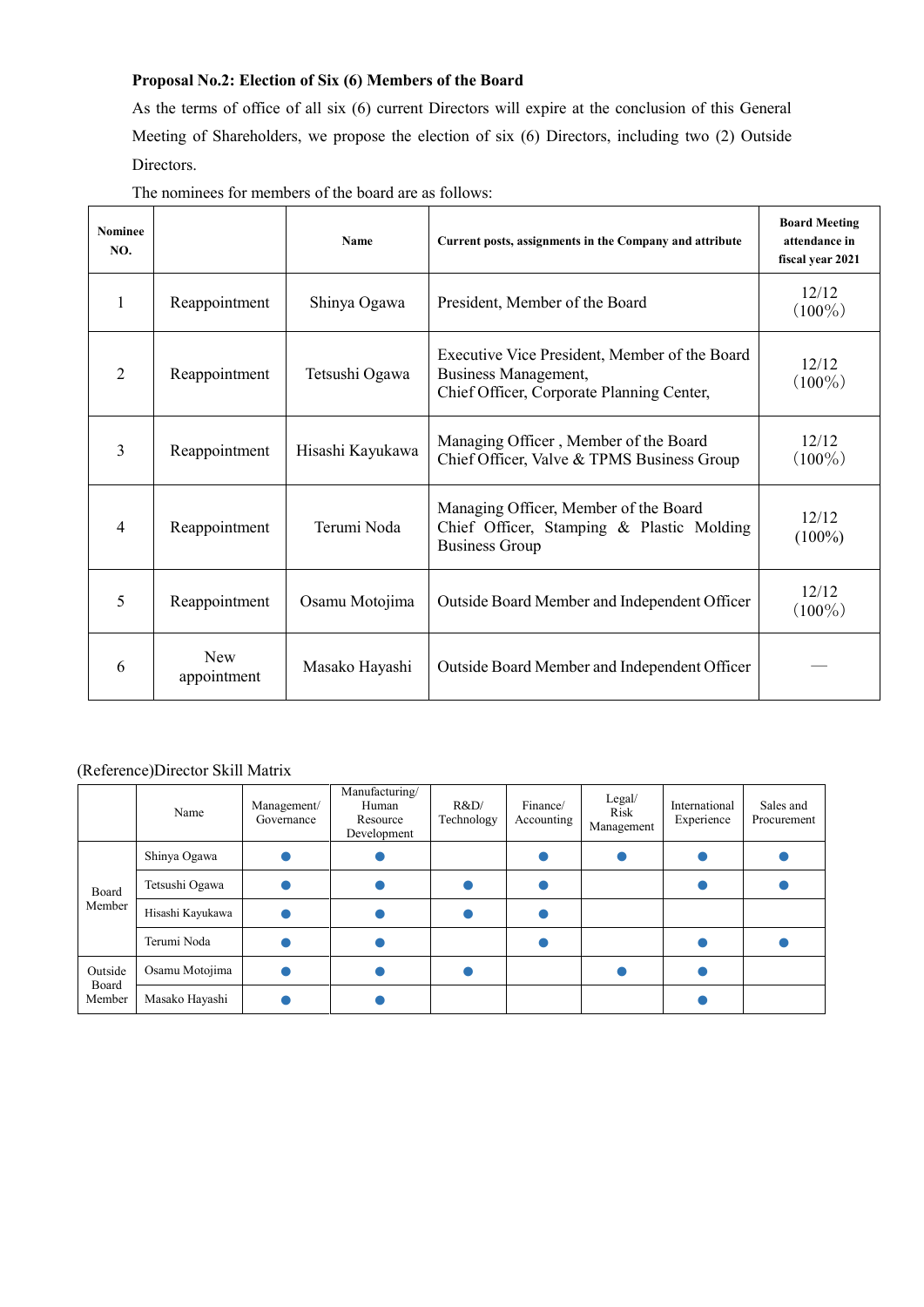**Proposal No.2: Election of Six (6) Members of the Board**

As the terms of office of all six (6) current Directors will expire at the conclusion of this General Meeting of Shareholders, we propose the election of six (6) Directors, including two (2) Outside Directors.

The nominees for members of the board are as follows:

| Nominee NO. | | Name | Current posts, assignments in the Company and attribute | Board Meeting attendance in fiscal year 2021 |
|---|---|---|---|---|
| 1 | Reappointment | Shinya Ogawa | President, Member of the Board | 12/12 (100%) |
| 2 | Reappointment | Tetsushi Ogawa | Executive Vice President, Member of the Board Business Management, Chief Officer, Corporate Planning Center, | 12/12 (100%) |
| 3 | Reappointment | Hisashi Kayukawa | Managing Officer , Member of the Board Chief Officer, Valve & TPMS Business Group | 12/12 (100%) |
| 4 | Reappointment | Terumi Noda | Managing Officer, Member of the Board Chief Officer, Stamping & Plastic Molding Business Group | 12/12 (100%) |
| 5 | Reappointment | Osamu Motojima | Outside Board Member and Independent Officer | 12/12 (100%) |
| 6 | New appointment | Masako Hayashi | Outside Board Member and Independent Officer | — |

(Reference)Director Skill Matrix

| | Name | Management/ Governance | Manufacturing/ Human Resource Development | R&D/ Technology | Finance/ Accounting | Legal/ Risk Management | International Experience | Sales and Procurement |
|---|---|---|---|---|---|---|---|---|
| Board Member | Shinya Ogawa | ● | ● | | ● | ● | ● | ● |
| | Tetsushi Ogawa | ● | ● | ● | ● | | ● | ● |
| | Hisashi Kayukawa | ● | ● | ● | ● | | | |
| | Terumi Noda | ● | ● | | ● | | ● | ● |
| Outside Board Member | Osamu Motojima | ● | ● | ● | | ● | ● | |
| | Masako Hayashi | ● | ● | | | | ● | |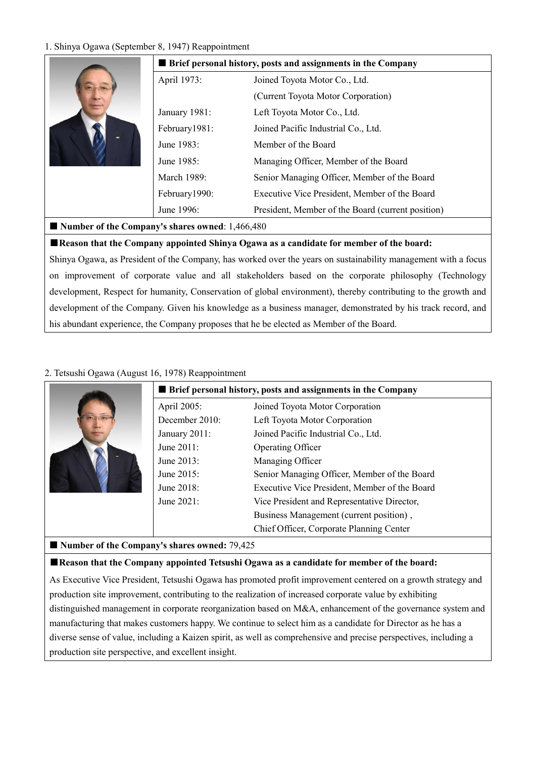1. Shinya Ogawa (September 8, 1947) Reappointment

**■ Brief personal history, posts and assignments in the Company**

| | |
|---|---|
| April 1973: | Joined Toyota Motor Co., Ltd. (Current Toyota Motor Corporation) |
| January 1981: | Left Toyota Motor Co., Ltd. |
| February1981: | Joined Pacific Industrial Co., Ltd. |
| June 1983: | Member of the Board |
| June 1985: | Managing Officer, Member of the Board |
| March 1989: | Senior Managing Officer, Member of the Board |
| February1990: | Executive Vice President, Member of the Board |
| June 1996: | President, Member of the Board (current position) |

**■ Number of the Company's shares owned**: 1,466,480

**■Reason that the Company appointed Shinya Ogawa as a candidate for member of the board:**

Shinya Ogawa, as President of the Company, has worked over the years on sustainability management with a focus on improvement of corporate value and all stakeholders based on the corporate philosophy (Technology development, Respect for humanity, Conservation of global environment), thereby contributing to the growth and development of the Company. Given his knowledge as a business manager, demonstrated by his track record, and his abundant experience, the Company proposes that he be elected as Member of the Board.

2. Tetsushi Ogawa (August 16, 1978) Reappointment

**■ Brief personal history, posts and assignments in the Company**

| | |
|---|---|
| April 2005: | Joined Toyota Motor Corporation |
| December 2010: | Left Toyota Motor Corporation |
| January 2011: | Joined Pacific Industrial Co., Ltd. |
| June 2011: | Operating Officer |
| June 2013: | Managing Officer |
| June 2015: | Senior Managing Officer, Member of the Board |
| June 2018: | Executive Vice President, Member of the Board |
| June 2021: | Vice President and Representative Director, Business Management (current position) , Chief Officer, Corporate Planning Center |

**■ Number of the Company's shares owned:** 79,425

**■Reason that the Company appointed Tetsushi Ogawa as a candidate for member of the board:**

As Executive Vice President, Tetsushi Ogawa has promoted profit improvement centered on a growth strategy and production site improvement, contributing to the realization of increased corporate value by exhibiting distinguished management in corporate reorganization based on M&A, enhancement of the governance system and manufacturing that makes customers happy. We continue to select him as a candidate for Director as he has a diverse sense of value, including a Kaizen spirit, as well as comprehensive and precise perspectives, including a production site perspective, and excellent insight.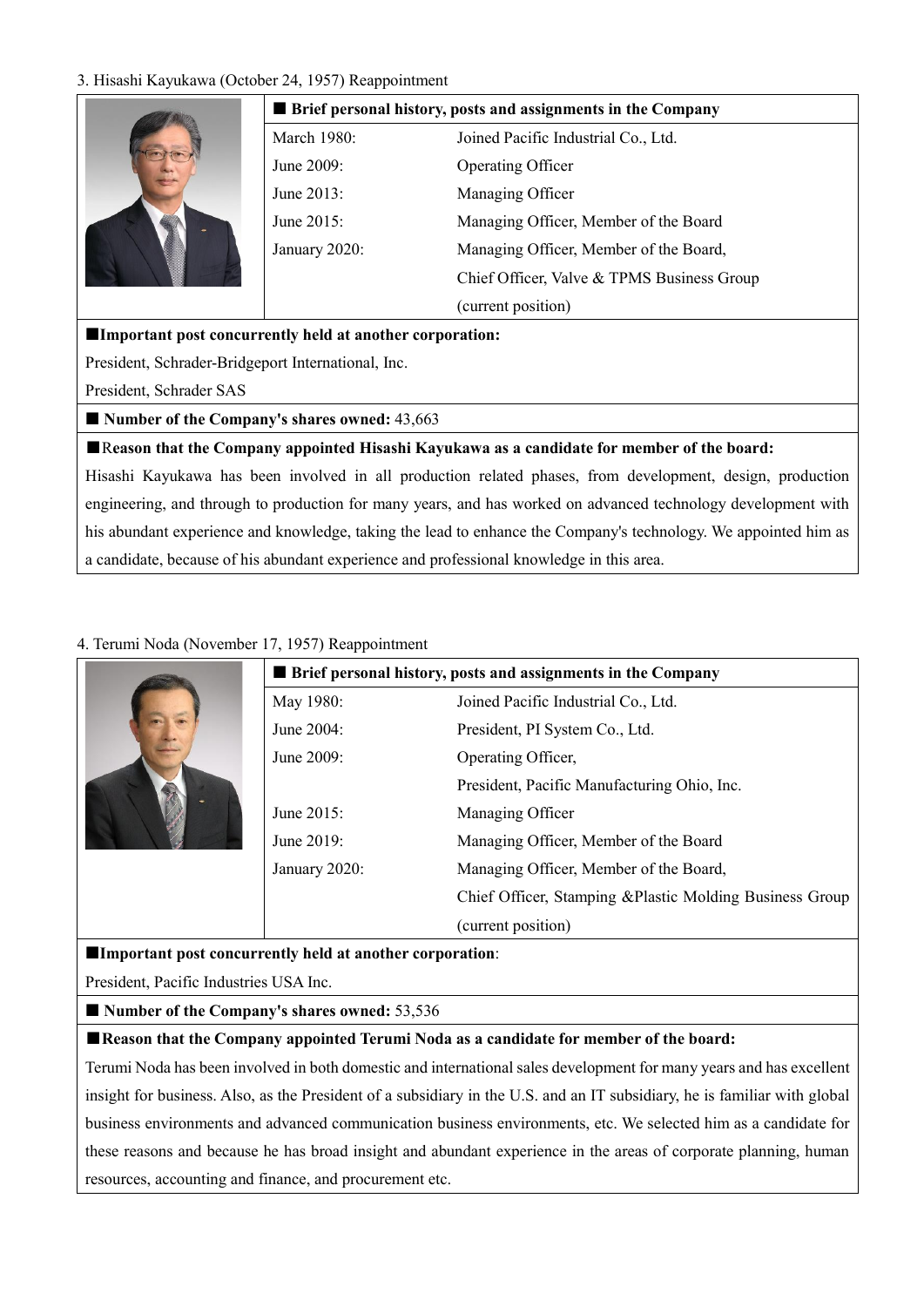3. Hisashi Kayukawa (October 24, 1957) Reappointment

**■ Brief personal history, posts and assignments in the Company**

| | |
|---|---|
| March 1980: | Joined Pacific Industrial Co., Ltd. |
| June 2009: | Operating Officer |
| June 2013: | Managing Officer |
| June 2015: | Managing Officer, Member of the Board |
| January 2020: | Managing Officer, Member of the Board, Chief Officer, Valve & TPMS Business Group (current position) |

**■Important post concurrently held at another corporation:**

President, Schrader-Bridgeport International, Inc.

President, Schrader SAS

**■ Number of the Company's shares owned:** 43,663

**■Reason that the Company appointed Hisashi Kayukawa as a candidate for member of the board:**

Hisashi Kayukawa has been involved in all production related phases, from development, design, production engineering, and through to production for many years, and has worked on advanced technology development with his abundant experience and knowledge, taking the lead to enhance the Company's technology. We appointed him as a candidate, because of his abundant experience and professional knowledge in this area.

4. Terumi Noda (November 17, 1957) Reappointment

**■ Brief personal history, posts and assignments in the Company**

| | |
|---|---|
| May 1980: | Joined Pacific Industrial Co., Ltd. |
| June 2004: | President, PI System Co., Ltd. |
| June 2009: | Operating Officer, President, Pacific Manufacturing Ohio, Inc. |
| June 2015: | Managing Officer |
| June 2019: | Managing Officer, Member of the Board |
| January 2020: | Managing Officer, Member of the Board, Chief Officer, Stamping &Plastic Molding Business Group (current position) |

**■Important post concurrently held at another corporation**:

President, Pacific Industries USA Inc.

**■ Number of the Company's shares owned:** 53,536

**■Reason that the Company appointed Terumi Noda as a candidate for member of the board:**

Terumi Noda has been involved in both domestic and international sales development for many years and has excellent insight for business. Also, as the President of a subsidiary in the U.S. and an IT subsidiary, he is familiar with global business environments and advanced communication business environments, etc. We selected him as a candidate for these reasons and because he has broad insight and abundant experience in the areas of corporate planning, human resources, accounting and finance, and procurement etc.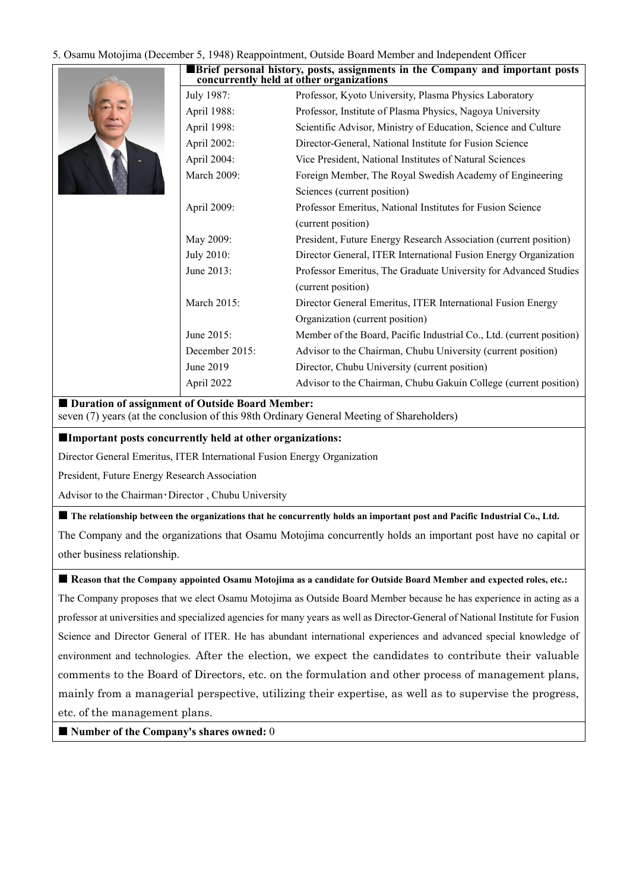5. Osamu Motojima (December 5, 1948) Reappointment, Outside Board Member and Independent Officer

■**Brief personal history, posts, assignments in the Company and important posts concurrently held at other organizations**

| | |
|---|---|
| July 1987: | Professor, Kyoto University, Plasma Physics Laboratory |
| April 1988: | Professor, Institute of Plasma Physics, Nagoya University |
| April 1998: | Scientific Advisor, Ministry of Education, Science and Culture |
| April 2002: | Director-General, National Institute for Fusion Science |
| April 2004: | Vice President, National Institutes of Natural Sciences |
| March 2009: | Foreign Member, The Royal Swedish Academy of Engineering Sciences (current position) |
| April 2009: | Professor Emeritus, National Institutes for Fusion Science (current position) |
| May 2009: | President, Future Energy Research Association (current position) |
| July 2010: | Director General, ITER International Fusion Energy Organization |
| June 2013: | Professor Emeritus, The Graduate University for Advanced Studies (current position) |
| March 2015: | Director General Emeritus, ITER International Fusion Energy Organization (current position) |
| June 2015: | Member of the Board, Pacific Industrial Co., Ltd. (current position) |
| December 2015: | Advisor to the Chairman, Chubu University (current position) |
| June 2019 | Director, Chubu University (current position) |
| April 2022 | Advisor to the Chairman, Chubu Gakuin College (current position) |

■ **Duration of assignment of Outside Board Member:**

seven (7) years (at the conclusion of this 98th Ordinary General Meeting of Shareholders)

■**Important posts concurrently held at other organizations:**

Director General Emeritus, ITER International Fusion Energy Organization

President, Future Energy Research Association

Advisor to the Chairman・Director , Chubu University

■ **The relationship between the organizations that he concurrently holds an important post and Pacific Industrial Co., Ltd.**

The Company and the organizations that Osamu Motojima concurrently holds an important post have no capital or other business relationship.

■ **Reason that the Company appointed Osamu Motojima as a candidate for Outside Board Member and expected roles, etc.:**

The Company proposes that we elect Osamu Motojima as Outside Board Member because he has experience in acting as a professor at universities and specialized agencies for many years as well as Director-General of National Institute for Fusion Science and Director General of ITER. He has abundant international experiences and advanced special knowledge of environment and technologies. After the election, we expect the candidates to contribute their valuable comments to the Board of Directors, etc. on the formulation and other process of management plans, mainly from a managerial perspective, utilizing their expertise, as well as to supervise the progress, etc. of the management plans.

■ **Number of the Company's shares owned:** 0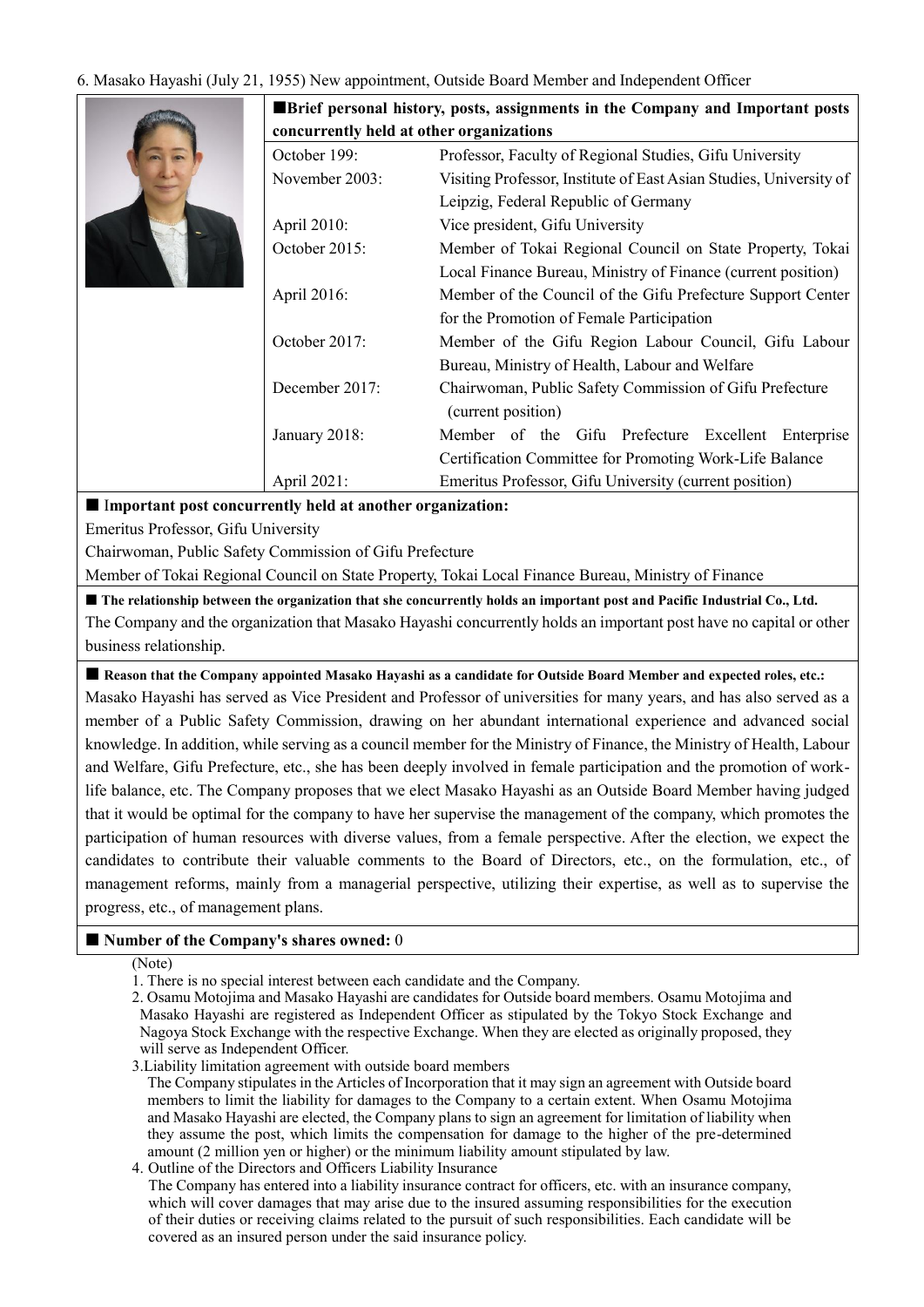6. Masako Hayashi (July 21, 1955) New appointment, Outside Board Member and Independent Officer

**■Brief personal history, posts, assignments in the Company and Important posts concurrently held at other organizations**

| | |
|---|---|
| October 199: | Professor, Faculty of Regional Studies, Gifu University |
| November 2003: | Visiting Professor, Institute of East Asian Studies, University of Leipzig, Federal Republic of Germany |
| April 2010: | Vice president, Gifu University |
| October 2015: | Member of Tokai Regional Council on State Property, Tokai Local Finance Bureau, Ministry of Finance (current position) |
| April 2016: | Member of the Council of the Gifu Prefecture Support Center for the Promotion of Female Participation |
| October 2017: | Member of the Gifu Region Labour Council, Gifu Labour Bureau, Ministry of Health, Labour and Welfare |
| December 2017: | Chairwoman, Public Safety Commission of Gifu Prefecture (current position) |
| January 2018: | Member of the Gifu Prefecture Excellent Enterprise Certification Committee for Promoting Work-Life Balance |
| April 2021: | Emeritus Professor, Gifu University (current position) |

**■ Important post concurrently held at another organization:**

Emeritus Professor, Gifu University

Chairwoman, Public Safety Commission of Gifu Prefecture

Member of Tokai Regional Council on State Property, Tokai Local Finance Bureau, Ministry of Finance

**■ The relationship between the organization that she concurrently holds an important post and Pacific Industrial Co., Ltd.**

The Company and the organization that Masako Hayashi concurrently holds an important post have no capital or other business relationship.

**■ Reason that the Company appointed Masako Hayashi as a candidate for Outside Board Member and expected roles, etc.:**

Masako Hayashi has served as Vice President and Professor of universities for many years, and has also served as a member of a Public Safety Commission, drawing on her abundant international experience and advanced social knowledge. In addition, while serving as a council member for the Ministry of Finance, the Ministry of Health, Labour and Welfare, Gifu Prefecture, etc., she has been deeply involved in female participation and the promotion of work-life balance, etc. The Company proposes that we elect Masako Hayashi as an Outside Board Member having judged that it would be optimal for the company to have her supervise the management of the company, which promotes the participation of human resources with diverse values, from a female perspective. After the election, we expect the candidates to contribute their valuable comments to the Board of Directors, etc., on the formulation, etc., of management reforms, mainly from a managerial perspective, utilizing their expertise, as well as to supervise the progress, etc., of management plans.

**■ Number of the Company's shares owned:** 0

(Note)

1. There is no special interest between each candidate and the Company.
2. Osamu Motojima and Masako Hayashi are candidates for Outside board members. Osamu Motojima and Masako Hayashi are registered as Independent Officer as stipulated by the Tokyo Stock Exchange and Nagoya Stock Exchange with the respective Exchange. When they are elected as originally proposed, they will serve as Independent Officer.
3. Liability limitation agreement with outside board members
   The Company stipulates in the Articles of Incorporation that it may sign an agreement with Outside board members to limit the liability for damages to the Company to a certain extent. When Osamu Motojima and Masako Hayashi are elected, the Company plans to sign an agreement for limitation of liability when they assume the post, which limits the compensation for damage to the higher of the pre-determined amount (2 million yen or higher) or the minimum liability amount stipulated by law.
4. Outline of the Directors and Officers Liability Insurance
   The Company has entered into a liability insurance contract for officers, etc. with an insurance company, which will cover damages that may arise due to the insured assuming responsibilities for the execution of their duties or receiving claims related to the pursuit of such responsibilities. Each candidate will be covered as an insured person under the said insurance policy.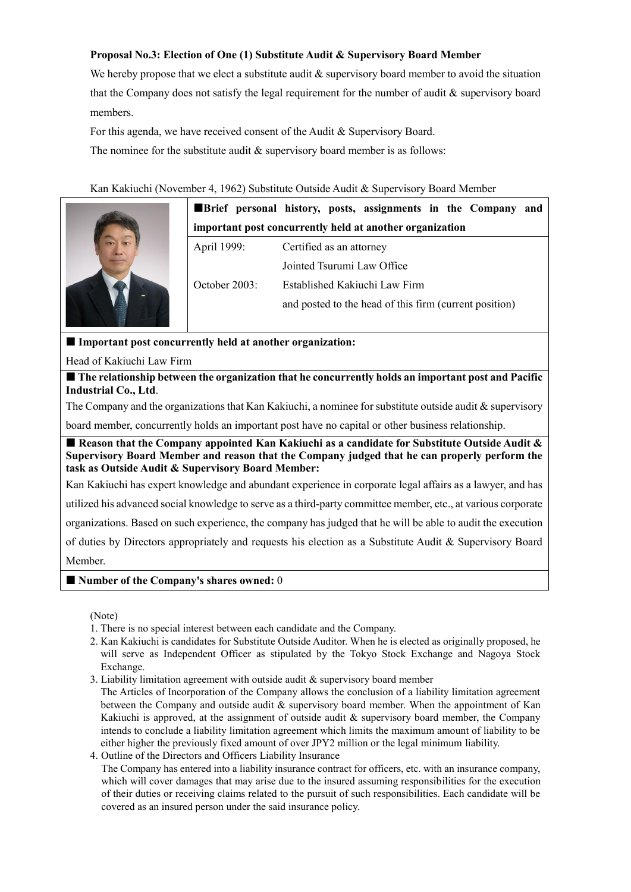**Proposal No.3: Election of One (1) Substitute Audit & Supervisory Board Member**

We hereby propose that we elect a substitute audit & supervisory board member to avoid the situation that the Company does not satisfy the legal requirement for the number of audit & supervisory board members.

For this agenda, we have received consent of the Audit & Supervisory Board.

The nominee for the substitute audit & supervisory board member is as follows:

Kan Kakiuchi (November 4, 1962) Substitute Outside Audit & Supervisory Board Member

**■Brief personal history, posts, assignments in the Company and important post concurrently held at another organization**

| | |
|---|---|
| April 1999: | Certified as an attorney |
| | Jointed Tsurumi Law Office |
| October 2003: | Established Kakiuchi Law Firm |
| | and posted to the head of this firm (current position) |

**■ Important post concurrently held at another organization:**

Head of Kakiuchi Law Firm

**■ The relationship between the organization that he concurrently holds an important post and Pacific Industrial Co., Ltd**.

The Company and the organizations that Kan Kakiuchi, a nominee for substitute outside audit & supervisory board member, concurrently holds an important post have no capital or other business relationship.

**■ Reason that the Company appointed Kan Kakiuchi as a candidate for Substitute Outside Audit & Supervisory Board Member and reason that the Company judged that he can properly perform the task as Outside Audit & Supervisory Board Member:**

Kan Kakiuchi has expert knowledge and abundant experience in corporate legal affairs as a lawyer, and has utilized his advanced social knowledge to serve as a third-party committee member, etc., at various corporate organizations. Based on such experience, the company has judged that he will be able to audit the execution of duties by Directors appropriately and requests his election as a Substitute Audit & Supervisory Board Member.

**■ Number of the Company's shares owned:** 0

(Note)

1. There is no special interest between each candidate and the Company.
2. Kan Kakiuchi is candidates for Substitute Outside Auditor. When he is elected as originally proposed, he will serve as Independent Officer as stipulated by the Tokyo Stock Exchange and Nagoya Stock Exchange.
3. Liability limitation agreement with outside audit & supervisory board member
   The Articles of Incorporation of the Company allows the conclusion of a liability limitation agreement between the Company and outside audit & supervisory board member. When the appointment of Kan Kakiuchi is approved, at the assignment of outside audit & supervisory board member, the Company intends to conclude a liability limitation agreement which limits the maximum amount of liability to be either higher the previously fixed amount of over JPY2 million or the legal minimum liability.
4. Outline of the Directors and Officers Liability Insurance
   The Company has entered into a liability insurance contract for officers, etc. with an insurance company, which will cover damages that may arise due to the insured assuming responsibilities for the execution of their duties or receiving claims related to the pursuit of such responsibilities. Each candidate will be covered as an insured person under the said insurance policy.